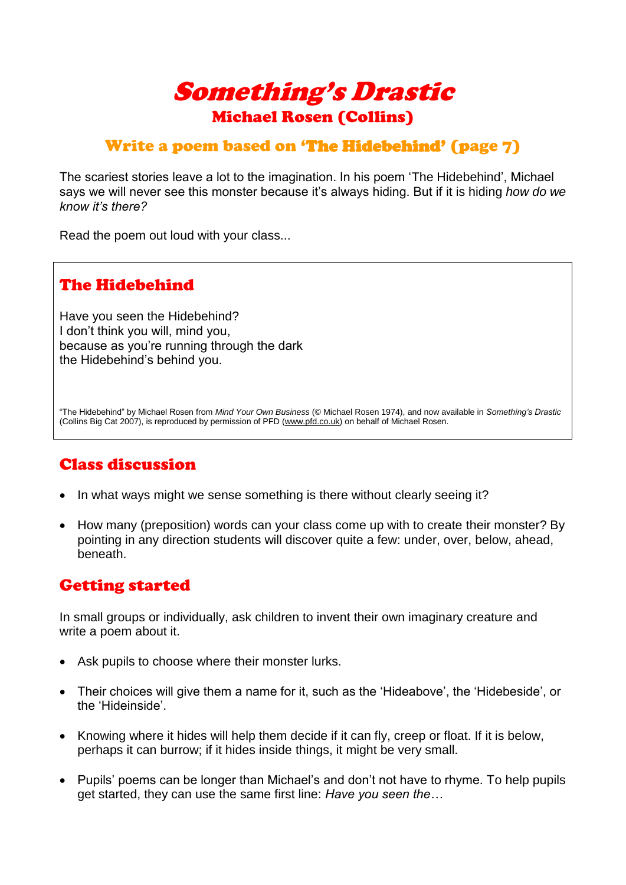# *Something's Drastic*

## Michael Rosen (Collins)

## Write a poem based on 'The Hidebehind' (page 7)

The scariest stories leave a lot to the imagination. In his poem 'The Hidebehind', Michael says we will never see this monster because it's always hiding. But if it is hiding *how do we know it's there?*

Read the poem out loud with your class...

### The Hidebehind

Have you seen the Hidebehind?
I don't think you will, mind you,
because as you're running through the dark
the Hidebehind's behind you.

"The Hidebehind" by Michael Rosen from *Mind Your Own Business* (© Michael Rosen 1974), and now available in *Something's Drastic* (Collins Big Cat 2007), is reproduced by permission of PFD (www.pfd.co.uk) on behalf of Michael Rosen.

## Class discussion

- In what ways might we sense something is there without clearly seeing it?
- How many (preposition) words can your class come up with to create their monster? By pointing in any direction students will discover quite a few: under, over, below, ahead, beneath.

## Getting started

In small groups or individually, ask children to invent their own imaginary creature and write a poem about it.

- Ask pupils to choose where their monster lurks.
- Their choices will give them a name for it, such as the 'Hideabove', the 'Hidebeside', or the 'Hideinside'.
- Knowing where it hides will help them decide if it can fly, creep or float. If it is below, perhaps it can burrow; if it hides inside things, it might be very small.
- Pupils' poems can be longer than Michael's and don't not have to rhyme. To help pupils get started, they can use the same first line: *Have you seen the…*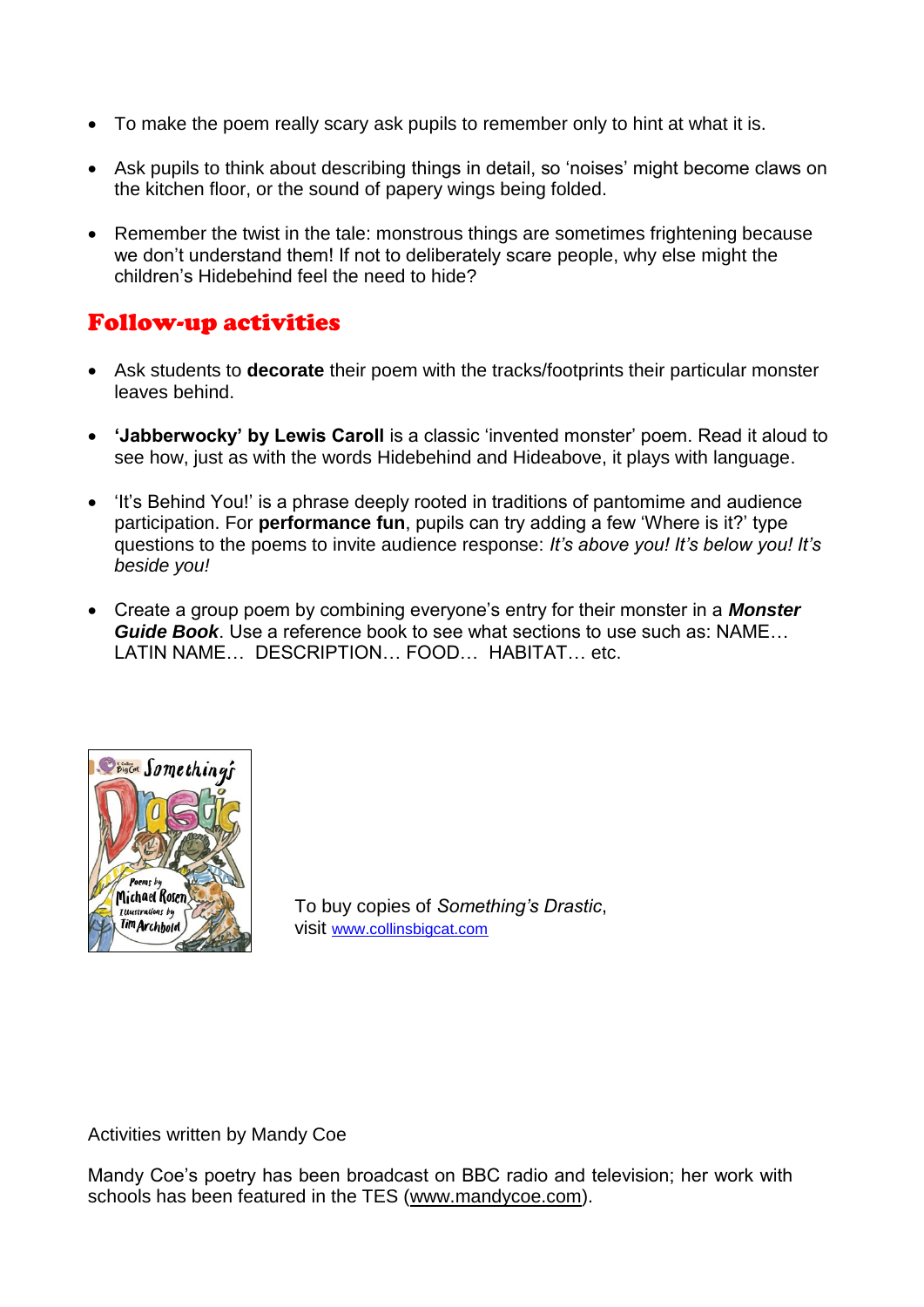- To make the poem really scary ask pupils to remember only to hint at what it is.
- Ask pupils to think about describing things in detail, so 'noises' might become claws on the kitchen floor, or the sound of papery wings being folded.
- Remember the twist in the tale: monstrous things are sometimes frightening because we don't understand them! If not to deliberately scare people, why else might the children's Hidebehind feel the need to hide?

## Follow-up activities

- Ask students to **decorate** their poem with the tracks/footprints their particular monster leaves behind.
- **'Jabberwocky' by Lewis Caroll** is a classic 'invented monster' poem. Read it aloud to see how, just as with the words Hidebehind and Hideabove, it plays with language.
- 'It's Behind You!' is a phrase deeply rooted in traditions of pantomime and audience participation. For **performance fun**, pupils can try adding a few 'Where is it?' type questions to the poems to invite audience response: *It's above you! It's below you! It's beside you!*
- Create a group poem by combining everyone's entry for their monster in a ***Monster Guide Book***. Use a reference book to see what sections to use such as: NAME… LATIN NAME… DESCRIPTION… FOOD… HABITAT… etc.

To buy copies of *Something's Drastic*, visit www.collinsbigcat.com

Activities written by Mandy Coe

Mandy Coe's poetry has been broadcast on BBC radio and television; her work with schools has been featured in the TES (www.mandycoe.com).